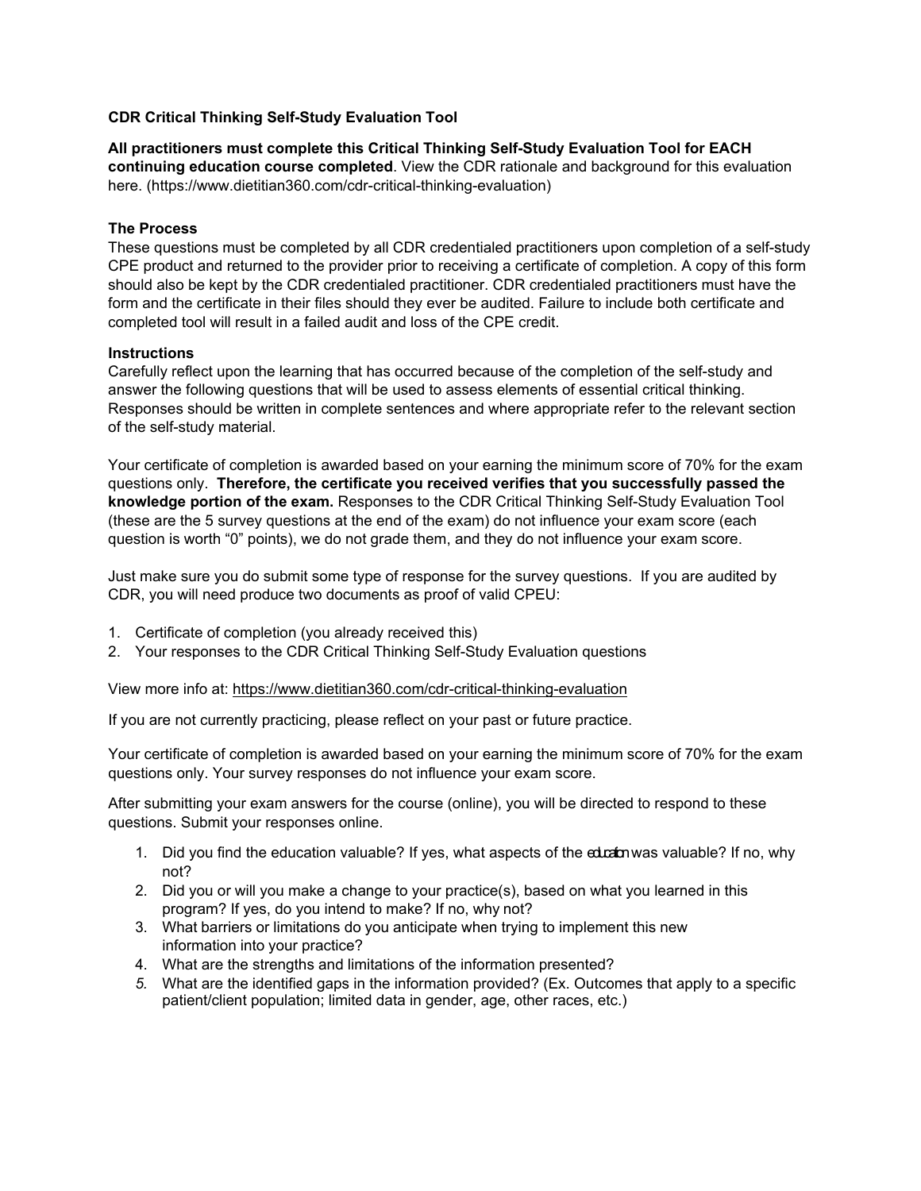**CDR Critical Thinking Self-Study Evaluation Tool**

**All practitioners must complete this Critical Thinking Self-Study Evaluation Tool for EACH continuing education course completed**. View the CDR rationale and background for this evaluation here. (https://www.dietitian360.com/cdr-critical-thinking-evaluation)

**The Process**

These questions must be completed by all CDR credentialed practitioners upon completion of a self-study CPE product and returned to the provider prior to receiving a certificate of completion. A copy of this form should also be kept by the CDR credentialed practitioner. CDR credentialed practitioners must have the form and the certificate in their files should they ever be audited. Failure to include both certificate and completed tool will result in a failed audit and loss of the CPE credit.

**Instructions**

Carefully reflect upon the learning that has occurred because of the completion of the self-study and answer the following questions that will be used to assess elements of essential critical thinking. Responses should be written in complete sentences and where appropriate refer to the relevant section of the self-study material.

Your certificate of completion is awarded based on your earning the minimum score of 70% for the exam questions only. **Therefore, the certificate you received verifies that you successfully passed the knowledge portion of the exam.** Responses to the CDR Critical Thinking Self-Study Evaluation Tool (these are the 5 survey questions at the end of the exam) do not influence your exam score (each question is worth "0" points), we do not grade them, and they do not influence your exam score.

Just make sure you do submit some type of response for the survey questions. If you are audited by CDR, you will need produce two documents as proof of valid CPEU:

1. Certificate of completion (you already received this)
2. Your responses to the CDR Critical Thinking Self-Study Evaluation questions

View more info at: https://www.dietitian360.com/cdr-critical-thinking-evaluation

If you are not currently practicing, please reflect on your past or future practice.

Your certificate of completion is awarded based on your earning the minimum score of 70% for the exam questions only. Your survey responses do not influence your exam score.

After submitting your exam answers for the course (online), you will be directed to respond to these questions. Submit your responses online.

1. Did you find the education valuable? If yes, what aspects of the education was valuable? If no, why not?
2. Did you or will you make a change to your practice(s), based on what you learned in this program? If yes, do you intend to make? If no, why not?
3. What barriers or limitations do you anticipate when trying to implement this new information into your practice?
4. What are the strengths and limitations of the information presented?
5. What are the identified gaps in the information provided? (Ex. Outcomes that apply to a specific patient/client population; limited data in gender, age, other races, etc.)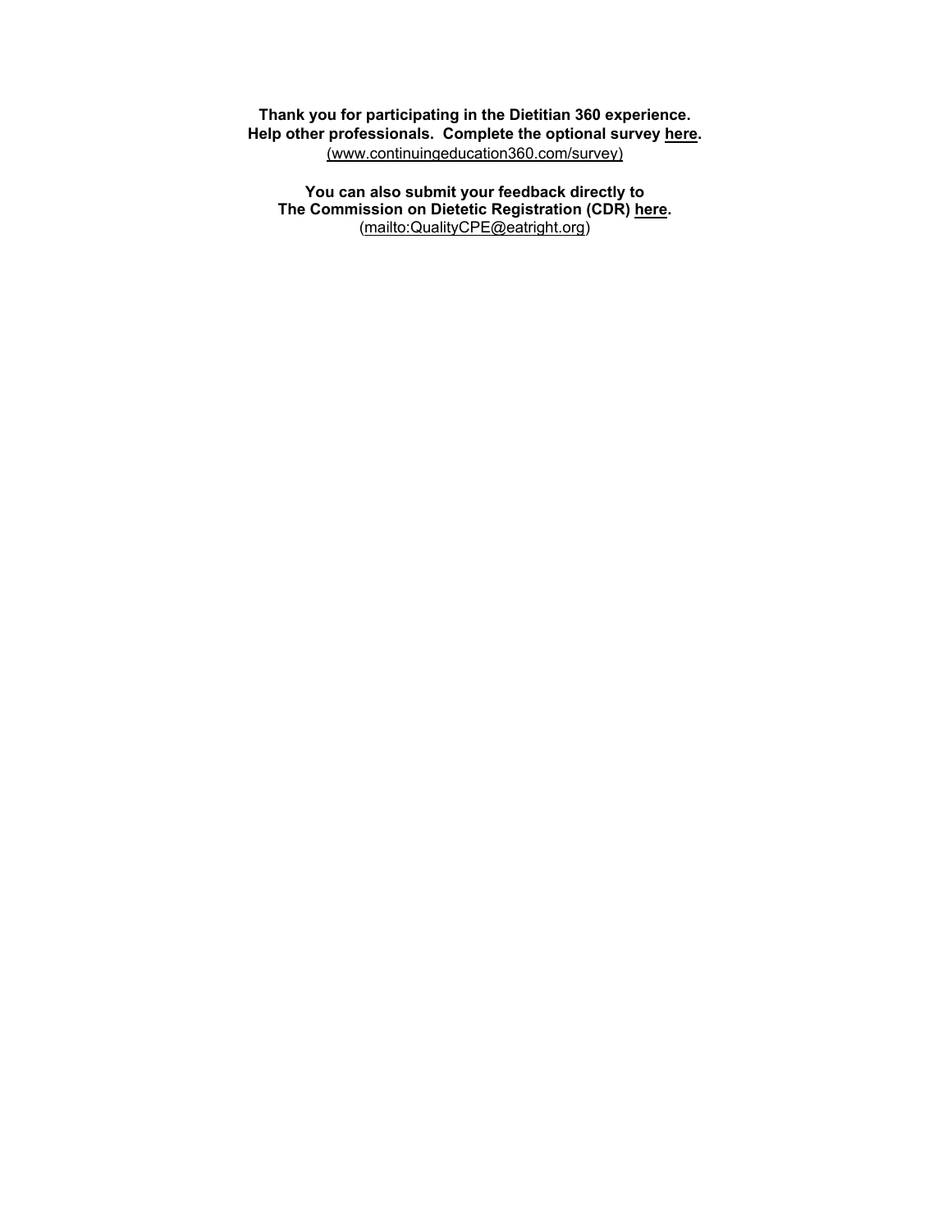**Thank you for participating in the Dietitian 360 experience.**
**Help other professionals. Complete the optional survey here.**
(www.continuingeducation360.com/survey)

**You can also submit your feedback directly to**
**The Commission on Dietetic Registration (CDR) here.**
(mailto:QualityCPE@eatright.org)